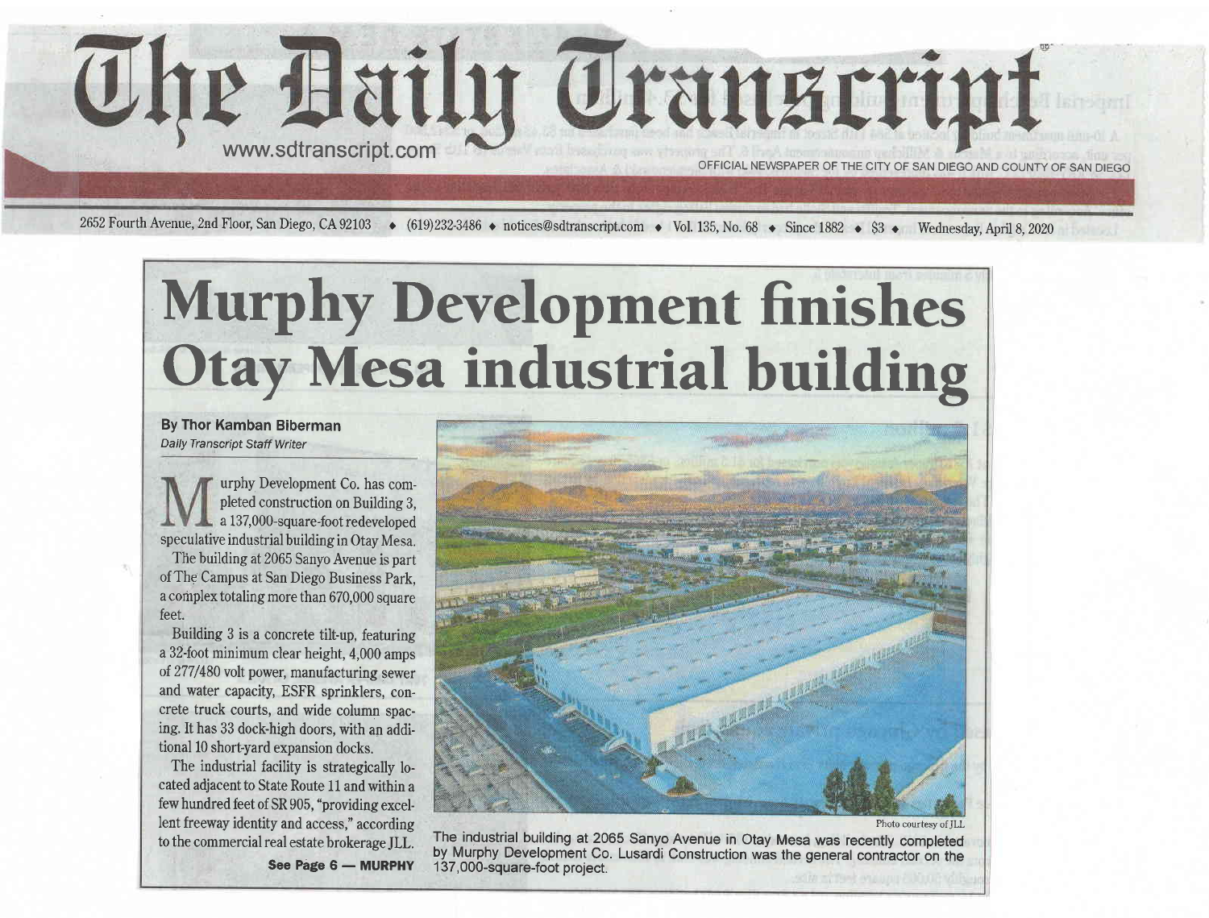# The Daily Transcript

www.sdtranscript.com

OFFICIAL NEWSPAPER OF THE CITY OF SAN DIEGO AND COUNTY OF SAN DIEGO

2652 Fourth Avenue, 2nd Floor, San Diego, CA 92103 ◆ (619)232-3486 ◆ notices@sdtranscript.com ◆ Vol. 135, No. 68 ◆ Since 1882 ◆ $3 ◆ Wednesday, April 8, 2020

## Murphy Development finishes Otay Mesa industrial building

**By Thor Kamban Biberman**
*Daily Transcript Staff Writer*

Murphy Development Co. has completed construction on Building 3, a 137,000-square-foot redeveloped speculative industrial building in Otay Mesa.

The building at 2065 Sanyo Avenue is part of The Campus at San Diego Business Park, a complex totaling more than 670,000 square feet.

Building 3 is a concrete tilt-up, featuring a 32-foot minimum clear height, 4,000 amps of 277/480 volt power, manufacturing sewer and water capacity, ESFR sprinklers, concrete truck courts, and wide column spacing. It has 33 dock-high doors, with an additional 10 short-yard expansion docks.

The industrial facility is strategically located adjacent to State Route 11 and within a few hundred feet of SR 905, "providing excellent freeway identity and access," according to the commercial real estate brokerage JLL.

**See Page 6 — MURPHY**

Photo courtesy of JLL

The industrial building at 2065 Sanyo Avenue in Otay Mesa was recently completed by Murphy Development Co. Lusardi Construction was the general contractor on the 137,000-square-foot project.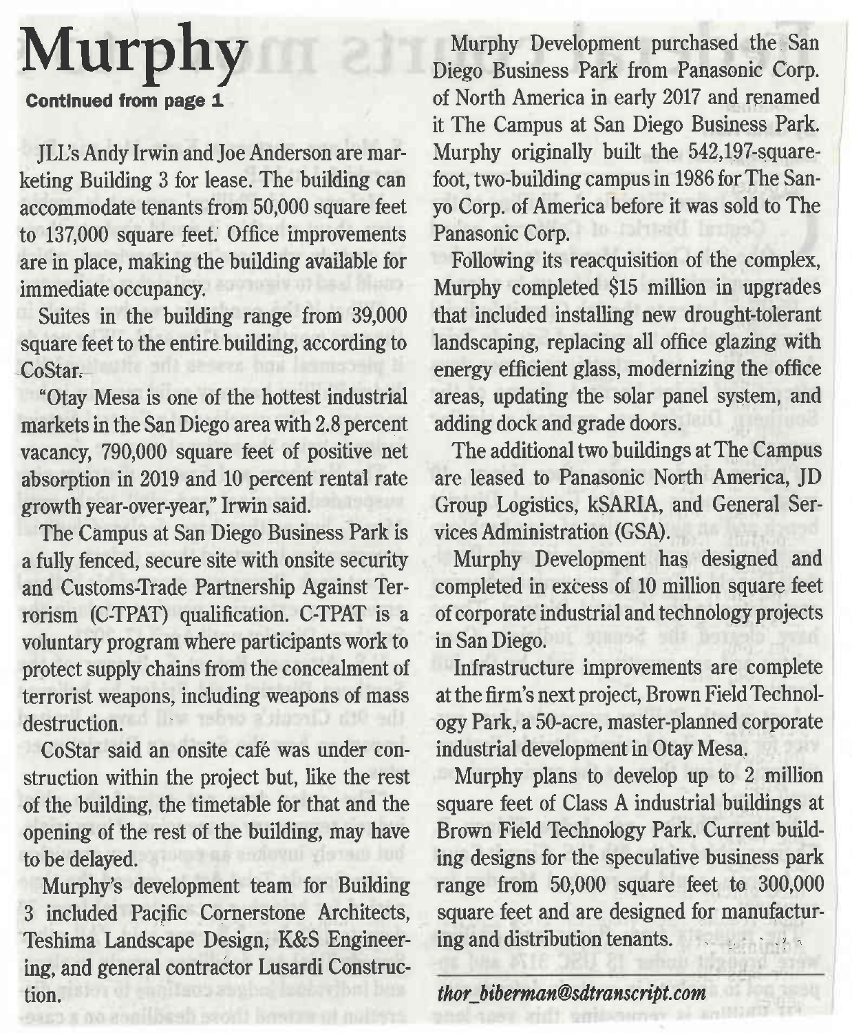# Murphy

**Continued from page 1**

JLL's Andy Irwin and Joe Anderson are marketing Building 3 for lease. The building can accommodate tenants from 50,000 square feet to 137,000 square feet. Office improvements are in place, making the building available for immediate occupancy.

Suites in the building range from 39,000 square feet to the entire building, according to CoStar.

"Otay Mesa is one of the hottest industrial markets in the San Diego area with 2.8 percent vacancy, 790,000 square feet of positive net absorption in 2019 and 10 percent rental rate growth year-over-year," Irwin said.

The Campus at San Diego Business Park is a fully fenced, secure site with onsite security and Customs-Trade Partnership Against Terrorism (C-TPAT) qualification. C-TPAT is a voluntary program where participants work to protect supply chains from the concealment of terrorist weapons, including weapons of mass destruction.

CoStar said an onsite café was under construction within the project but, like the rest of the building, the timetable for that and the opening of the rest of the building, may have to be delayed.

Murphy's development team for Building 3 included Pacific Cornerstone Architects, Teshima Landscape Design, K&S Engineering, and general contractor Lusardi Construction.

Murphy Development purchased the San Diego Business Park from Panasonic Corp. of North America in early 2017 and renamed it The Campus at San Diego Business Park. Murphy originally built the 542,197-square-foot, two-building campus in 1986 for The Sanyo Corp. of America before it was sold to The Panasonic Corp.

Following its reacquisition of the complex, Murphy completed $15 million in upgrades that included installing new drought-tolerant landscaping, replacing all office glazing with energy efficient glass, modernizing the office areas, updating the solar panel system, and adding dock and grade doors.

The additional two buildings at The Campus are leased to Panasonic North America, JD Group Logistics, kSARIA, and General Services Administration (GSA).

Murphy Development has designed and completed in excess of 10 million square feet of corporate industrial and technology projects in San Diego.

Infrastructure improvements are complete at the firm's next project, Brown Field Technology Park, a 50-acre, master-planned corporate industrial development in Otay Mesa.

Murphy plans to develop up to 2 million square feet of Class A industrial buildings at Brown Field Technology Park. Current building designs for the speculative business park range from 50,000 square feet to 300,000 square feet and are designed for manufacturing and distribution tenants.

*thor_biberman@sdtranscript.com*